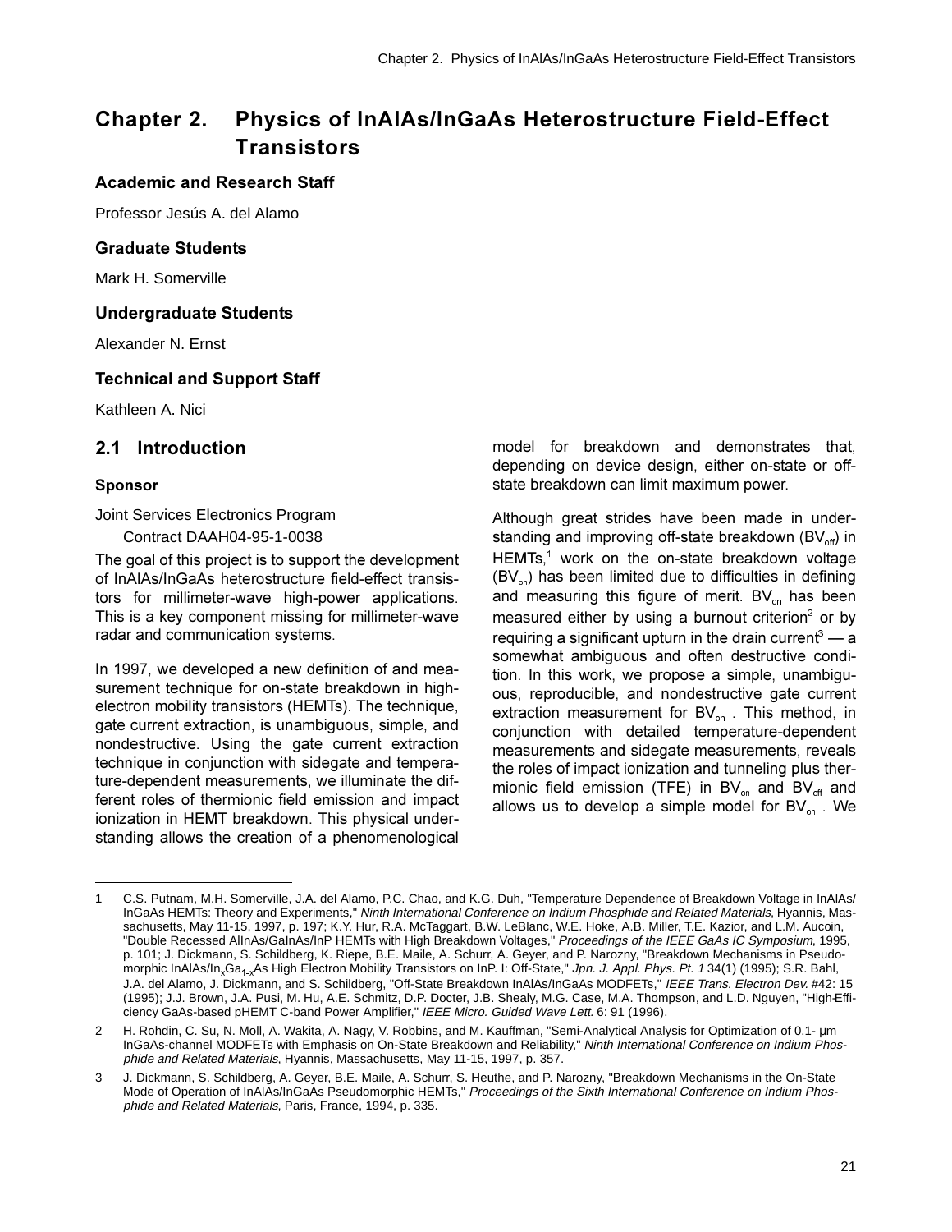# Chapter 2. Physics of InAlAs/InGaAs Heterostructure Field-Effect Transistors

### Academic and Research Staff

Professor Jesús A. del Alamo

### Graduate Students

Mark H. Somerville

### Undergraduate Students

Alexander N. Ernst

### Technical and Support Staff

Kathleen A. Nici

## 2.1 Introduction

#### Sponsor

Joint Services Electronics Program
  Contract DAAH04-95-1-0038

The goal of this project is to support the development of InAlAs/InGaAs heterostructure field-effect transistors for millimeter-wave high-power applications. This is a key component missing for millimeter-wave radar and communication systems.

In 1997, we developed a new definition of and measurement technique for on-state breakdown in high-electron mobility transistors (HEMTs). The technique, gate current extraction, is unambiguous, simple, and nondestructive. Using the gate current extraction technique in conjunction with sidegate and temperature-dependent measurements, we illuminate the different roles of thermionic field emission and impact ionization in HEMT breakdown. This physical understanding allows the creation of a phenomenological model for breakdown and demonstrates that, depending on device design, either on-state or off-state breakdown can limit maximum power.

Although great strides have been made in understanding and improving off-state breakdown ($BV_{off}$) in HEMTs,[1] work on the on-state breakdown voltage ($BV_{on}$) has been limited due to difficulties in defining and measuring this figure of merit. $BV_{on}$ has been measured either by using a burnout criterion[2] or by requiring a significant upturn in the drain current[3] — a somewhat ambiguous and often destructive condition. In this work, we propose a simple, unambiguous, reproducible, and nondestructive gate current extraction measurement for $BV_{on}$ . This method, in conjunction with detailed temperature-dependent measurements and sidegate measurements, reveals the roles of impact ionization and tunneling plus thermionic field emission (TFE) in $BV_{on}$ and $BV_{off}$ and allows us to develop a simple model for $BV_{on}$ . We

---

1 C.S. Putnam, M.H. Somerville, J.A. del Alamo, P.C. Chao, and K.G. Duh, "Temperature Dependence of Breakdown Voltage in InAlAs/InGaAs HEMTs: Theory and Experiments," *Ninth International Conference on Indium Phosphide and Related Materials*, Hyannis, Massachusetts, May 11-15, 1997, p. 197; K.Y. Hur, R.A. McTaggart, B.W. LeBlanc, W.E. Hoke, A.B. Miller, T.E. Kazior, and L.M. Aucoin, "Double Recessed AlInAs/GaInAs/InP HEMTs with High Breakdown Voltages," *Proceedings of the IEEE GaAs IC Symposium*, 1995, p. 101; J. Dickmann, S. Schildberg, K. Riepe, B.E. Maile, A. Schurr, A. Geyer, and P. Narozny, "Breakdown Mechanisms in Pseudomorphic InAlAs/$In_xGa_{1-x}As$ High Electron Mobility Transistors on InP. I: Off-State," *Jpn. J. Appl. Phys. Pt. 1* 34(1) (1995); S.R. Bahl, J.A. del Alamo, J. Dickmann, and S. Schildberg, "Off-State Breakdown InAlAs/InGaAs MODFETs," *IEEE Trans. Electron Dev.* #42: 15 (1995); J.J. Brown, J.A. Pusi, M. Hu, A.E. Schmitz, D.P. Docter, J.B. Shealy, M.G. Case, M.A. Thompson, and L.D. Nguyen, "High-Efficiency GaAs-based pHEMT C-band Power Amplifier," *IEEE Micro. Guided Wave Lett.* 6: 91 (1996).

2 H. Rohdin, C. Su, N. Moll, A. Wakita, A. Nagy, V. Robbins, and M. Kauffman, "Semi-Analytical Analysis for Optimization of 0.1- μm InGaAs-channel MODFETs with Emphasis on On-State Breakdown and Reliability," *Ninth International Conference on Indium Phosphide and Related Materials*, Hyannis, Massachusetts, May 11-15, 1997, p. 357.

3 J. Dickmann, S. Schildberg, A. Geyer, B.E. Maile, A. Schurr, S. Heuthe, and P. Narozny, "Breakdown Mechanisms in the On-State Mode of Operation of InAlAs/InGaAs Pseudomorphic HEMTs," *Proceedings of the Sixth International Conference on Indium Phosphide and Related Materials*, Paris, France, 1994, p. 335.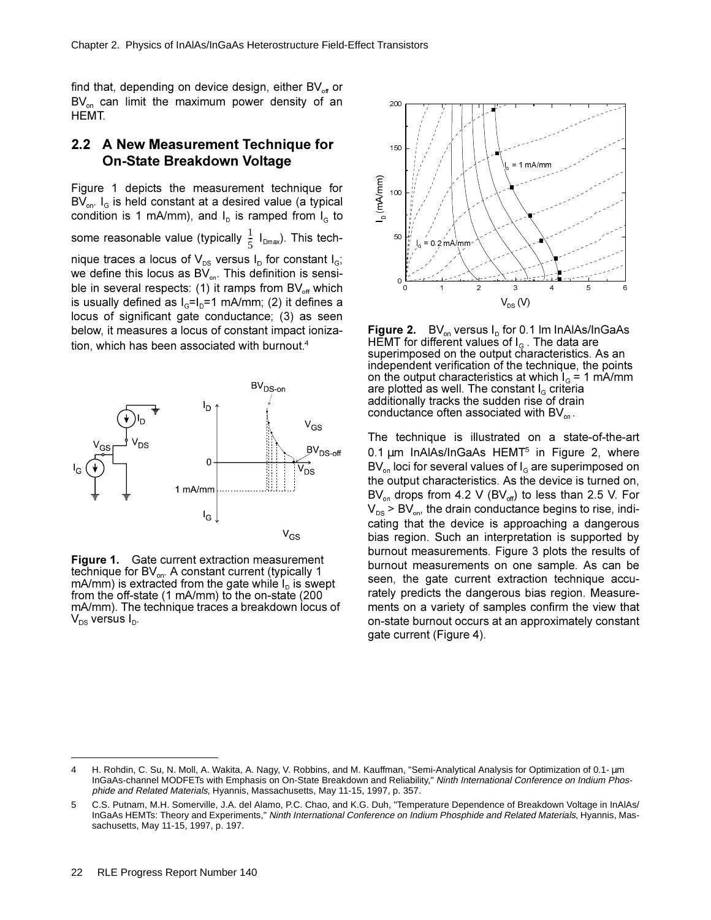find that, depending on device design, either $BV_{off}$ or $BV_{on}$ can limit the maximum power density of an HEMT.

## 2.2 A New Measurement Technique for On-State Breakdown Voltage

Figure 1 depicts the measurement technique for $BV_{on}$. $I_G$ is held constant at a desired value (a typical condition is 1 mA/mm), and $I_D$ is ramped from $I_G$ to some reasonable value (typically $\frac{1}{5}$ $I_{Dmax}$). This technique traces a locus of $V_{DS}$ versus $I_D$ for constant $I_G$; we define this locus as $BV_{on}$. This definition is sensible in several respects: (1) it ramps from $BV_{off}$ which is usually defined as $I_G$=$I_D$=1 mA/mm; (2) it defines a locus of significant gate conductance; (3) as seen below, it measures a locus of constant impact ionization, which has been associated with burnout.[4]

**Figure 1.** Gate current extraction measurement technique for $BV_{on}$. A constant current (typically 1 mA/mm) is extracted from the gate while $I_D$ is swept from the off-state (1 mA/mm) to the on-state (200 mA/mm). The technique traces a breakdown locus of $V_{DS}$ versus $I_D$.

**Figure 2.** $BV_{on}$ versus $I_D$ for 0.1 lm InAlAs/InGaAs HEMT for different values of $I_G$. The data are superimposed on the output characteristics. As an independent verification of the technique, the points on the output characteristics at which $I_G$ = 1 mA/mm are plotted as well. The constant $I_G$ criteria additionally tracks the sudden rise of drain conductance often associated with $BV_{on}$.

The technique is illustrated on a state-of-the-art 0.1 µm InAlAs/InGaAs HEMT[5] in Figure 2, where $BV_{on}$ loci for several values of $I_G$ are superimposed on the output characteristics. As the device is turned on, $BV_{on}$ drops from 4.2 V ($BV_{off}$) to less than 2.5 V. For $V_{DS}$ > $BV_{on}$, the drain conductance begins to rise, indicating that the device is approaching a dangerous bias region. Such an interpretation is supported by burnout measurements. Figure 3 plots the results of burnout measurements on one sample. As can be seen, the gate current extraction technique accurately predicts the dangerous bias region. Measurements on a variety of samples confirm the view that on-state burnout occurs at an approximately constant gate current (Figure 4).

---

[4] H. Rohdin, C. Su, N. Moll, A. Wakita, A. Nagy, V. Robbins, and M. Kauffman, "Semi-Analytical Analysis for Optimization of 0.1- µm InGaAs-channel MODFETs with Emphasis on On-State Breakdown and Reliability," *Ninth International Conference on Indium Phosphide and Related Materials*, Hyannis, Massachusetts, May 11-15, 1997, p. 357.

[5] C.S. Putnam, M.H. Somerville, J.A. del Alamo, P.C. Chao, and K.G. Duh, "Temperature Dependence of Breakdown Voltage in InAlAs/InGaAs HEMTs: Theory and Experiments," *Ninth International Conference on Indium Phosphide and Related Materials*, Hyannis, Massachusetts, May 11-15, 1997, p. 197.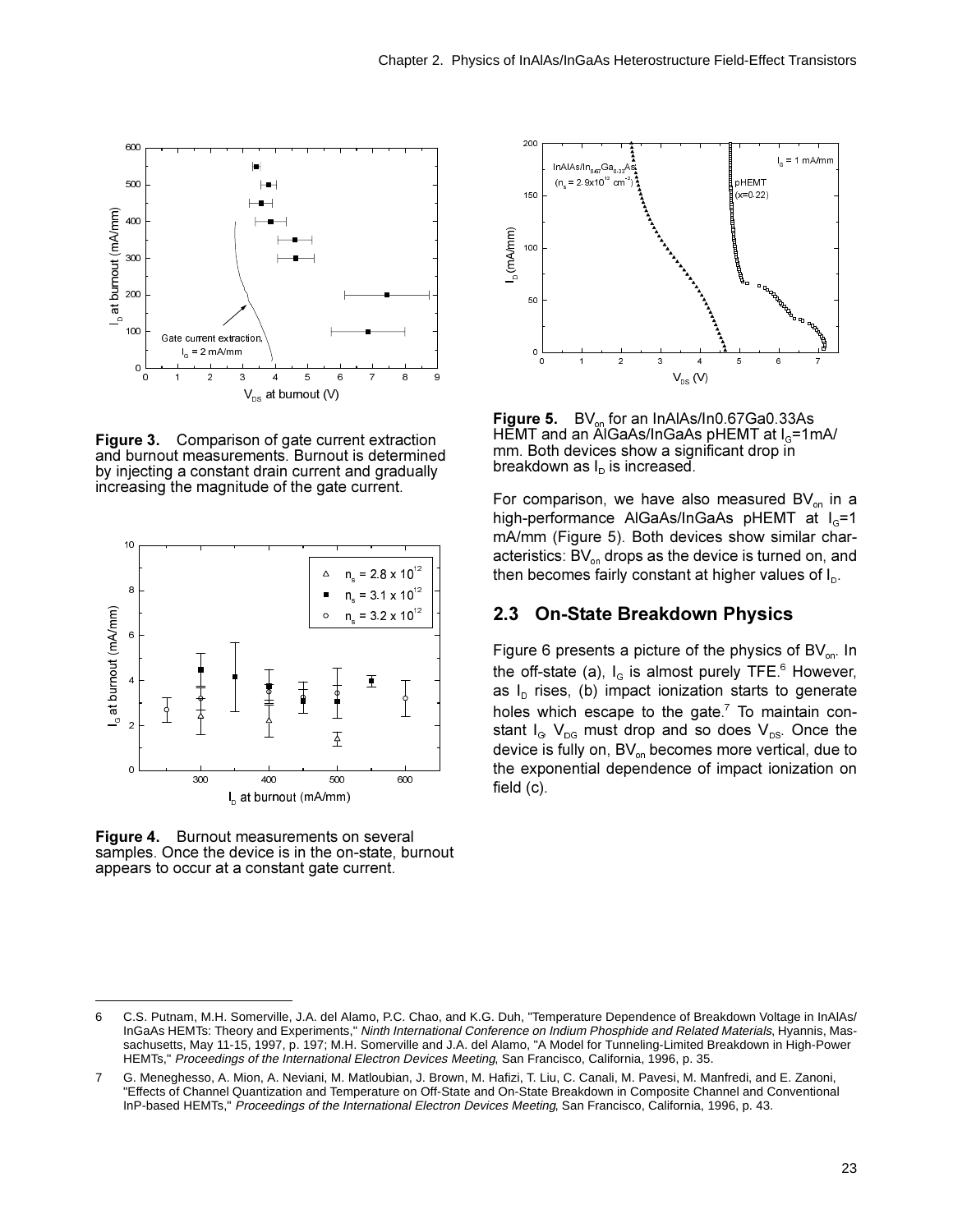**Figure 3.** Comparison of gate current extraction and burnout measurements. Burnout is determined by injecting a constant drain current and gradually increasing the magnitude of the gate current.

**Figure 4.** Burnout measurements on several samples. Once the device is in the on-state, burnout appears to occur at a constant gate current.

**Figure 5.** $BV_{on}$ for an InAlAs/In0.67Ga0.33As HEMT and an AlGaAs/InGaAs pHEMT at $I_G$=1mA/mm. Both devices show a significant drop in breakdown as $I_D$ is increased.

For comparison, we have also measured $BV_{on}$ in a high-performance AlGaAs/InGaAs pHEMT at $I_G$=1 mA/mm (Figure 5). Both devices show similar characteristics: $BV_{on}$ drops as the device is turned on, and then becomes fairly constant at higher values of $I_D$.

## 2.3 On-State Breakdown Physics

Figure 6 presents a picture of the physics of $BV_{on}$. In the off-state (a), $I_G$ is almost purely TFE.[6] However, as $I_D$ rises, (b) impact ionization starts to generate holes which escape to the gate.[7] To maintain constant $I_G$, $V_{DG}$ must drop and so does $V_{DS}$. Once the device is fully on, $BV_{on}$ becomes more vertical, due to the exponential dependence of impact ionization on field (c).

---

6 C.S. Putnam, M.H. Somerville, J.A. del Alamo, P.C. Chao, and K.G. Duh, "Temperature Dependence of Breakdown Voltage in InAlAs/InGaAs HEMTs: Theory and Experiments," *Ninth International Conference on Indium Phosphide and Related Materials*, Hyannis, Massachusetts, May 11-15, 1997, p. 197; M.H. Somerville and J.A. del Alamo, "A Model for Tunneling-Limited Breakdown in High-Power HEMTs," *Proceedings of the International Electron Devices Meeting*, San Francisco, California, 1996, p. 35.

7 G. Meneghesso, A. Mion, A. Neviani, M. Matloubian, J. Brown, M. Hafizi, T. Liu, C. Canali, M. Pavesi, M. Manfredi, and E. Zanoni, "Effects of Channel Quantization and Temperature on Off-State and On-State Breakdown in Composite Channel and Conventional InP-based HEMTs," *Proceedings of the International Electron Devices Meeting*, San Francisco, California, 1996, p. 43.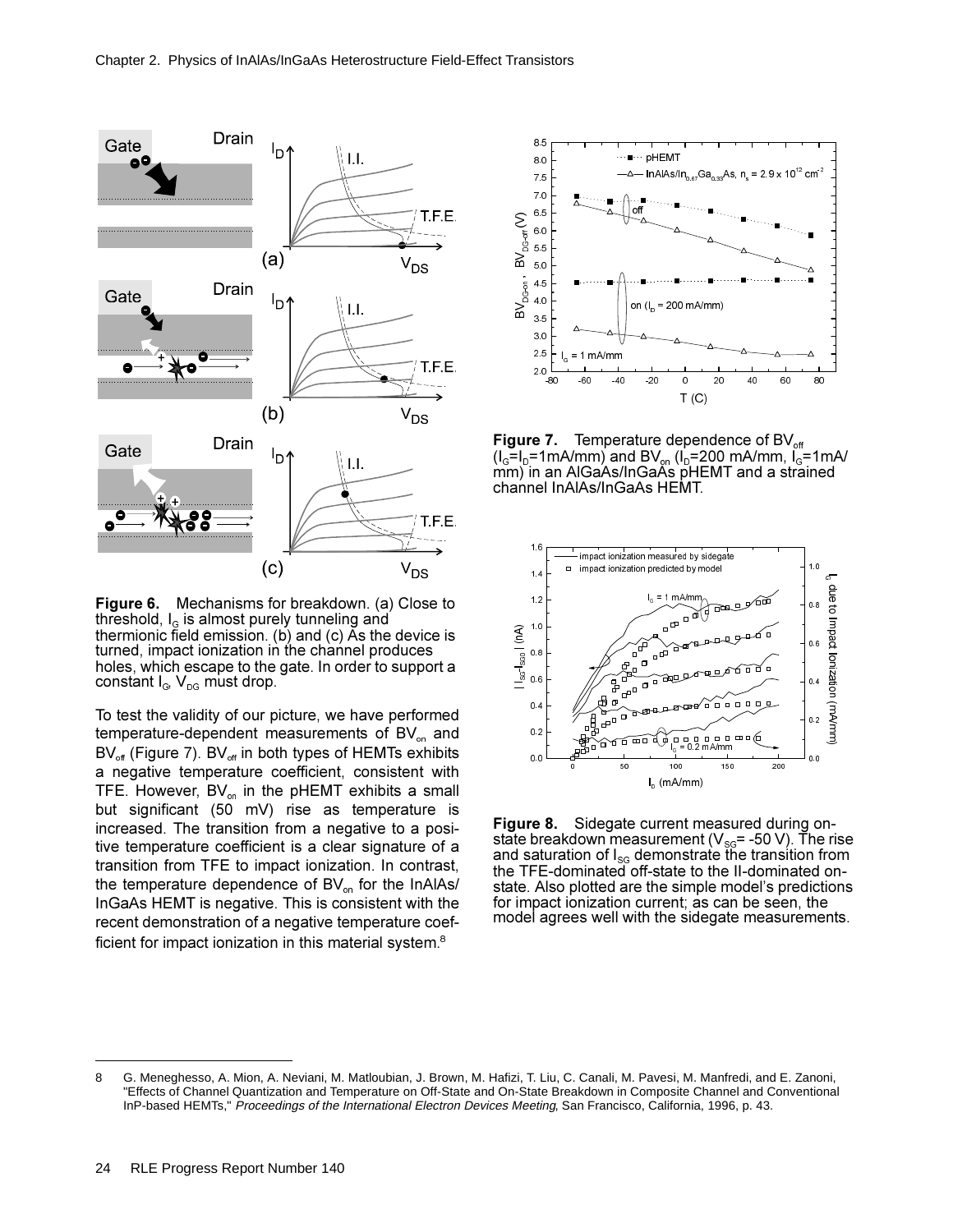**Figure 6.** Mechanisms for breakdown. (a) Close to threshold, $I_G$ is almost purely tunneling and thermionic field emission. (b) and (c) As the device is turned, impact ionization in the channel produces holes, which escape to the gate. In order to support a constant $I_G$, $V_{DG}$ must drop.

To test the validity of our picture, we have performed temperature-dependent measurements of $BV_{on}$ and $BV_{off}$ (Figure 7). $BV_{off}$ in both types of HEMTs exhibits a negative temperature coefficient, consistent with TFE. However, $BV_{on}$ in the pHEMT exhibits a small but significant (50 mV) rise as temperature is increased. The transition from a negative to a positive temperature coefficient is a clear signature of a transition from TFE to impact ionization. In contrast, the temperature dependence of $BV_{on}$ for the InAlAs/InGaAs HEMT is negative. This is consistent with the recent demonstration of a negative temperature coefficient for impact ionization in this material system.[8]

**Figure 7.** Temperature dependence of $BV_{off}$ ($I_G$=$I_D$=1mA/mm) and $BV_{on}$ ($I_D$=200 mA/mm, $I_G$=1mA/mm) in an AlGaAs/InGaAs pHEMT and a strained channel InAlAs/InGaAs HEMT.

**Figure 8.** Sidegate current measured during on-state breakdown measurement ($V_{SG}$= -50 V). The rise and saturation of $I_{SG}$ demonstrate the transition from the TFE-dominated off-state to the II-dominated on-state. Also plotted are the simple model's predictions for impact ionization current; as can be seen, the model agrees well with the sidegate measurements.

8 G. Meneghesso, A. Mion, A. Neviani, M. Matloubian, J. Brown, M. Hafizi, T. Liu, C. Canali, M. Pavesi, M. Manfredi, and E. Zanoni, "Effects of Channel Quantization and Temperature on Off-State and On-State Breakdown in Composite Channel and Conventional InP-based HEMTs," *Proceedings of the International Electron Devices Meeting*, San Francisco, California, 1996, p. 43.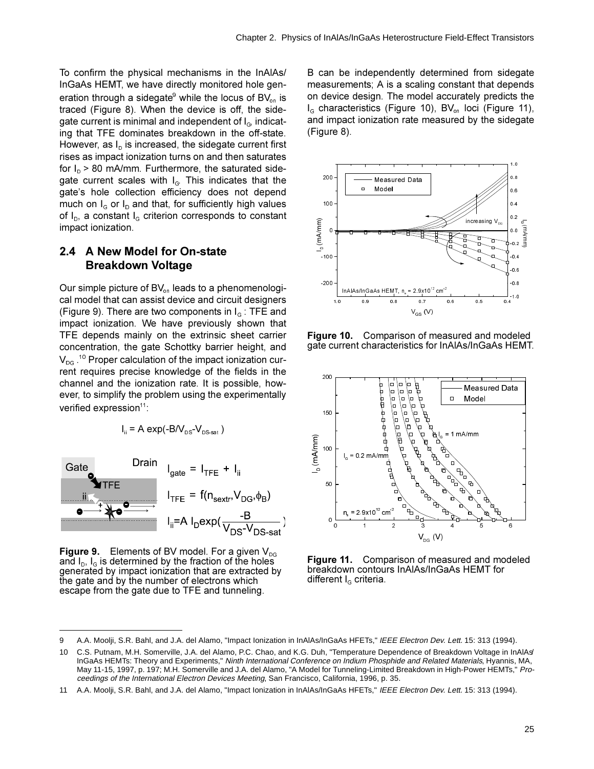To confirm the physical mechanisms in the InAlAs/InGaAs HEMT, we have directly monitored hole generation through a sidegate[9] while the locus of $BV_{on}$ is traced (Figure 8). When the device is off, the sidegate current is minimal and independent of $I_G$, indicating that TFE dominates breakdown in the off-state. However, as $I_D$ is increased, the sidegate current first rises as impact ionization turns on and then saturates for $I_D$ > 80 mA/mm. Furthermore, the saturated sidegate current scales with $I_G$. This indicates that the gate's hole collection efficiency does not depend much on $I_G$ or $I_D$ and that, for sufficiently high values of $I_D$, a constant $I_G$ criterion corresponds to constant impact ionization.

## 2.4 A New Model for On-state Breakdown Voltage

Our simple picture of $BV_{on}$ leads to a phenomenological model that can assist device and circuit designers (Figure 9). There are two components in $I_G$ : TFE and impact ionization. We have previously shown that TFE depends mainly on the extrinsic sheet carrier concentration, the gate Schottky barrier height, and $V_{DG}$.[10] Proper calculation of the impact ionization current requires precise knowledge of the fields in the channel and the ionization rate. It is possible, however, to simplify the problem using the experimentally verified expression[11]:

$$I_{ii} = A \exp(-B/V_{DS}-V_{DS\text{-sat}})$$

$$I_{gate} = I_{TFE} + I_{ii}$$

$$I_{TFE} = f(n_{sextr}, V_{DG}, \phi_B)$$

$$I_{ii} = A\, I_D \exp\left(\frac{-B}{V_{DS}-V_{DS\text{-sat}}}\right)$$

**Figure 9.** Elements of BV model. For a given $V_{DG}$ and $I_D$, $I_G$ is determined by the fraction of the holes generated by impact ionization that are extracted by the gate and by the number of electrons which escape from the gate due to TFE and tunneling.

B can be independently determined from sidegate measurements; A is a scaling constant that depends on device design. The model accurately predicts the $I_G$ characteristics (Figure 10), $BV_{on}$ loci (Figure 11), and impact ionization rate measured by the sidegate (Figure 8).

**Figure 10.** Comparison of measured and modeled gate current characteristics for InAlAs/InGaAs HEMT.

**Figure 11.** Comparison of measured and modeled breakdown contours InAlAs/InGaAs HEMT for different $I_G$ criteria.

---

9 A.A. Moolji, S.R. Bahl, and J.A. del Alamo, "Impact Ionization in InAlAs/InGaAs HFETs," *IEEE Electron Dev. Lett.* 15: 313 (1994).

10 C.S. Putnam, M.H. Somerville, J.A. del Alamo, P.C. Chao, and K.G. Duh, "Temperature Dependence of Breakdown Voltage in InAlAs/InGaAs HEMTs: Theory and Experiments," *Ninth International Conference on Indium Phosphide and Related Materials*, Hyannis, MA, May 11-15, 1997, p. 197; M.H. Somerville and J.A. del Alamo, "A Model for Tunneling-Limited Breakdown in High-Power HEMTs," *Proceedings of the International Electron Devices Meeting*, San Francisco, California, 1996, p. 35.

11 A.A. Moolji, S.R. Bahl, and J.A. del Alamo, "Impact Ionization in InAlAs/InGaAs HFETs," *IEEE Electron Dev. Lett.* 15: 313 (1994).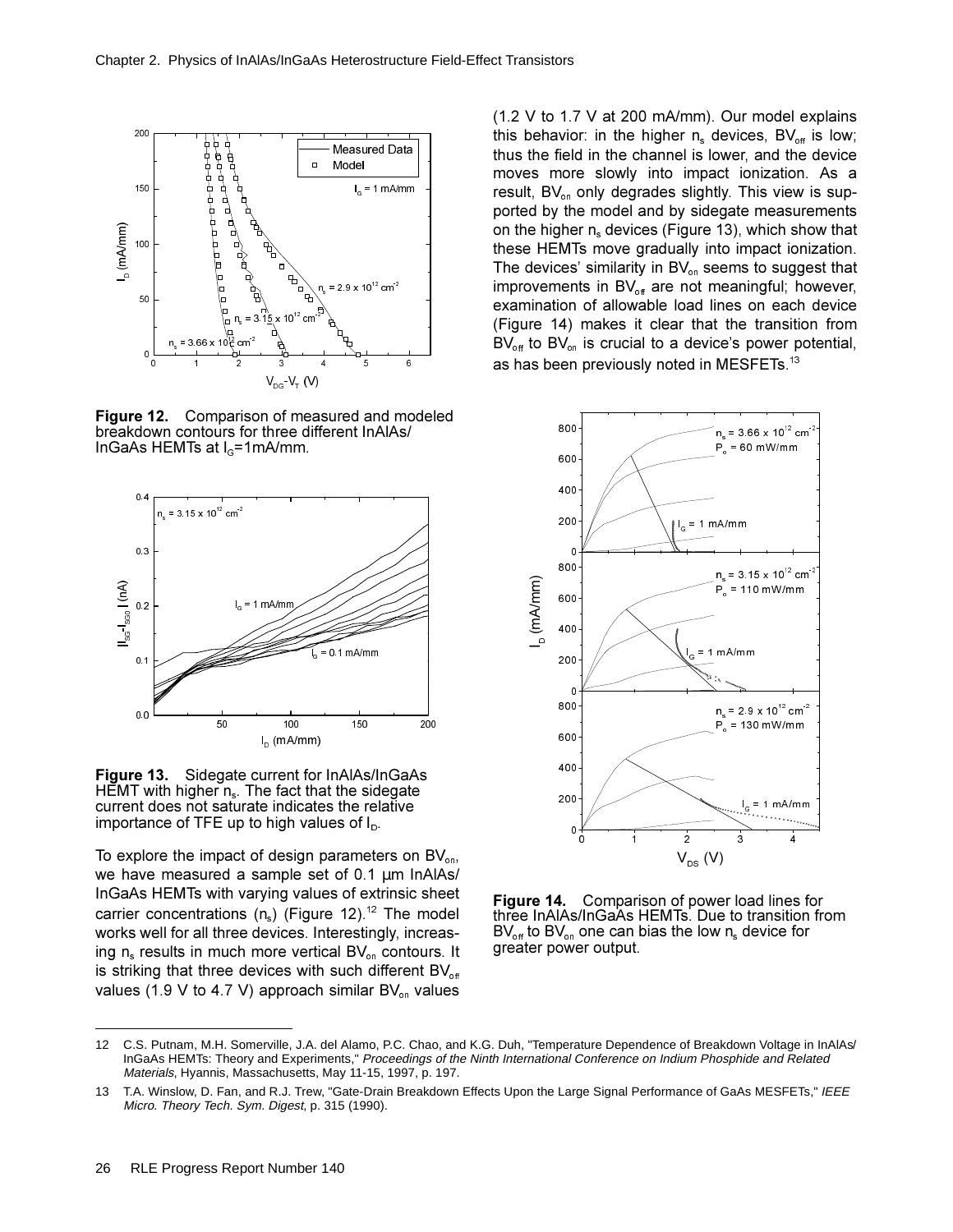**Figure 12.** Comparison of measured and modeled breakdown contours for three different InAlAs/InGaAs HEMTs at $I_G$=1mA/mm.

**Figure 13.** Sidegate current for InAlAs/InGaAs HEMT with higher $n_s$. The fact that the sidegate current does not saturate indicates the relative importance of TFE up to high values of $I_D$.

To explore the impact of design parameters on $BV_{on}$, we have measured a sample set of 0.1 μm InAlAs/InGaAs HEMTs with varying values of extrinsic sheet carrier concentrations ($n_s$) (Figure 12).[12] The model works well for all three devices. Interestingly, increasing $n_s$ results in much more vertical $BV_{on}$ contours. It is striking that three devices with such different $BV_{off}$ values (1.9 V to 4.7 V) approach similar $BV_{on}$ values (1.2 V to 1.7 V at 200 mA/mm). Our model explains this behavior: in the higher $n_s$ devices, $BV_{off}$ is low; thus the field in the channel is lower, and the device moves more slowly into impact ionization. As a result, $BV_{on}$ only degrades slightly. This view is supported by the model and by sidegate measurements on the higher $n_s$ devices (Figure 13), which show that these HEMTs move gradually into impact ionization. The devices' similarity in $BV_{on}$ seems to suggest that improvements in $BV_{off}$ are not meaningful; however, examination of allowable load lines on each device (Figure 14) makes it clear that the transition from $BV_{off}$ to $BV_{on}$ is crucial to a device's power potential, as has been previously noted in MESFETs.[13]

**Figure 14.** Comparison of power load lines for three InAlAs/InGaAs HEMTs. Due to transition from $BV_{off}$ to $BV_{on}$ one can bias the low $n_s$ device for greater power output.

---

12 C.S. Putnam, M.H. Somerville, J.A. del Alamo, P.C. Chao, and K.G. Duh, "Temperature Dependence of Breakdown Voltage in InAlAs/InGaAs HEMTs: Theory and Experiments," *Proceedings of the Ninth International Conference on Indium Phosphide and Related Materials*, Hyannis, Massachusetts, May 11-15, 1997, p. 197.

13 T.A. Winslow, D. Fan, and R.J. Trew, "Gate-Drain Breakdown Effects Upon the Large Signal Performance of GaAs MESFETs," *IEEE Micro. Theory Tech. Sym. Digest*, p. 315 (1990).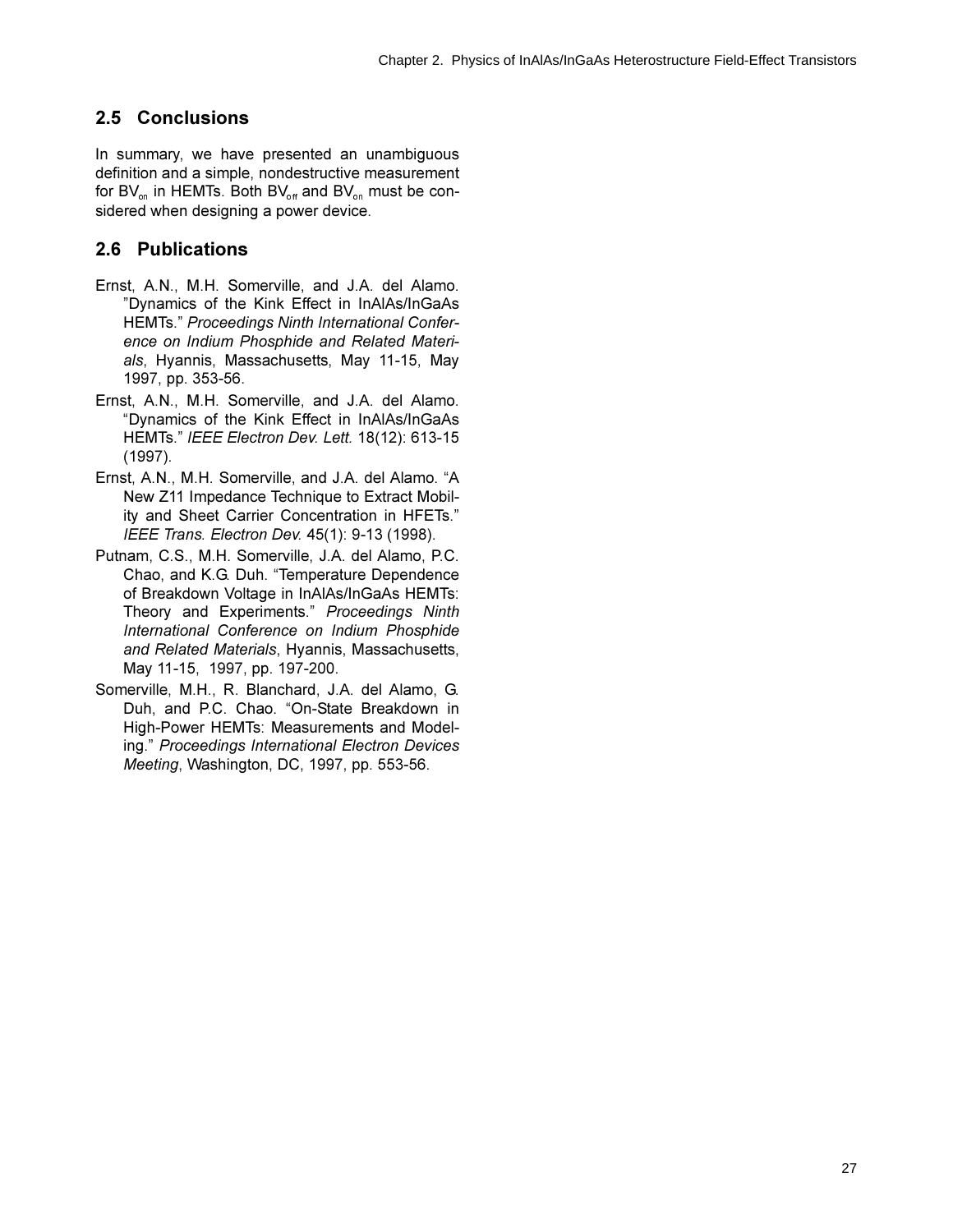## 2.5 Conclusions

In summary, we have presented an unambiguous definition and a simple, nondestructive measurement for $BV_{on}$ in HEMTs. Both $BV_{off}$ and $BV_{on}$ must be considered when designing a power device.

## 2.6 Publications

Ernst, A.N., M.H. Somerville, and J.A. del Alamo. "Dynamics of the Kink Effect in InAlAs/InGaAs HEMTs." *Proceedings Ninth International Conference on Indium Phosphide and Related Materials*, Hyannis, Massachusetts, May 11-15, May 1997, pp. 353-56.

Ernst, A.N., M.H. Somerville, and J.A. del Alamo. "Dynamics of the Kink Effect in InAlAs/InGaAs HEMTs." *IEEE Electron Dev. Lett.* 18(12): 613-15 (1997).

Ernst, A.N., M.H. Somerville, and J.A. del Alamo. "A New Z11 Impedance Technique to Extract Mobility and Sheet Carrier Concentration in HFETs." *IEEE Trans. Electron Dev.* 45(1): 9-13 (1998).

Putnam, C.S., M.H. Somerville, J.A. del Alamo, P.C. Chao, and K.G. Duh. "Temperature Dependence of Breakdown Voltage in InAlAs/InGaAs HEMTs: Theory and Experiments." *Proceedings Ninth International Conference on Indium Phosphide and Related Materials*, Hyannis, Massachusetts, May 11-15, 1997, pp. 197-200.

Somerville, M.H., R. Blanchard, J.A. del Alamo, G. Duh, and P.C. Chao. "On-State Breakdown in High-Power HEMTs: Measurements and Modeling." *Proceedings International Electron Devices Meeting*, Washington, DC, 1997, pp. 553-56.